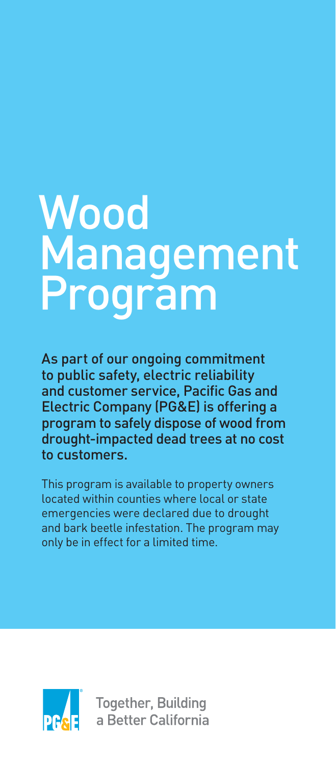# Wood Management Program

**As part of our ongoing commitment to public safety, electric reliability and customer service, Pacific Gas and Electric Company (PG&E) is offering a program to safely dispose of wood from drought-impacted dead trees at no cost to customers.**

This program is available to property owners located within counties where local or state emergencies were declared due to drought and bark beetle infestation. The program may only be in effect for a limited time.

Together, Building a Better California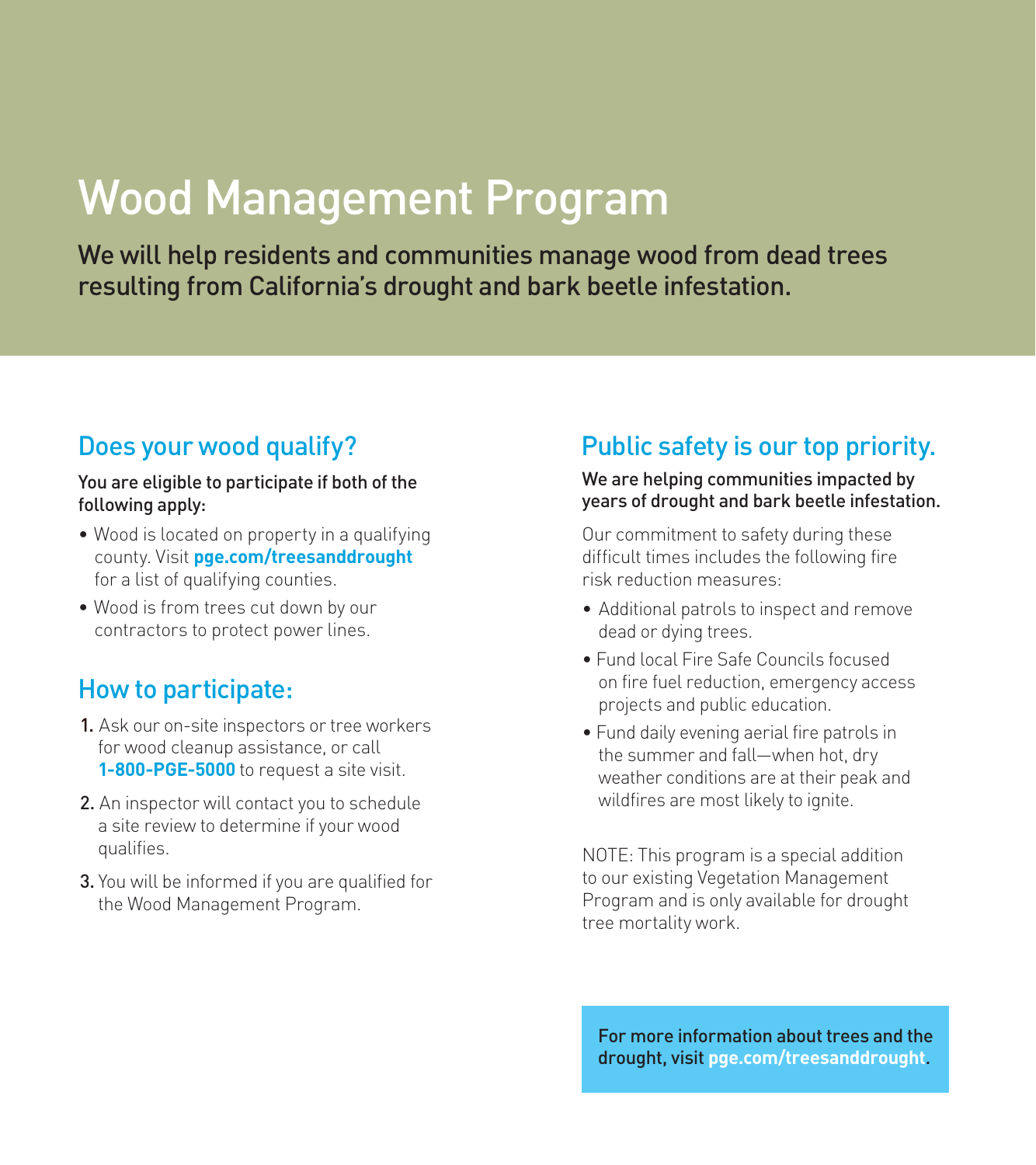# Wood Management Program

**We will help residents and communities manage wood from dead trees resulting from California's drought and bark beetle infestation.**

## Does your wood qualify?

**You are eligible to participate if both of the following apply:**

- Wood is located on property in a qualifying county. Visit **pge.com/treesanddrought** for a list of qualifying counties.
- Wood is from trees cut down by our contractors to protect power lines.

## How to participate:

1. Ask our on-site inspectors or tree workers for wood cleanup assistance, or call **1-800-PGE-5000** to request a site visit.
2. An inspector will contact you to schedule a site review to determine if your wood qualifies.
3. You will be informed if you are qualified for the Wood Management Program.

## Public safety is our top priority.

**We are helping communities impacted by years of drought and bark beetle infestation.**

Our commitment to safety during these difficult times includes the following fire risk reduction measures:

- Additional patrols to inspect and remove dead or dying trees.
- Fund local Fire Safe Councils focused on fire fuel reduction, emergency access projects and public education.
- Fund daily evening aerial fire patrols in the summer and fall—when hot, dry weather conditions are at their peak and wildfires are most likely to ignite.

NOTE: This program is a special addition to our existing Vegetation Management Program and is only available for drought tree mortality work.

**For more information about trees and the drought, visit pge.com/treesanddrought.**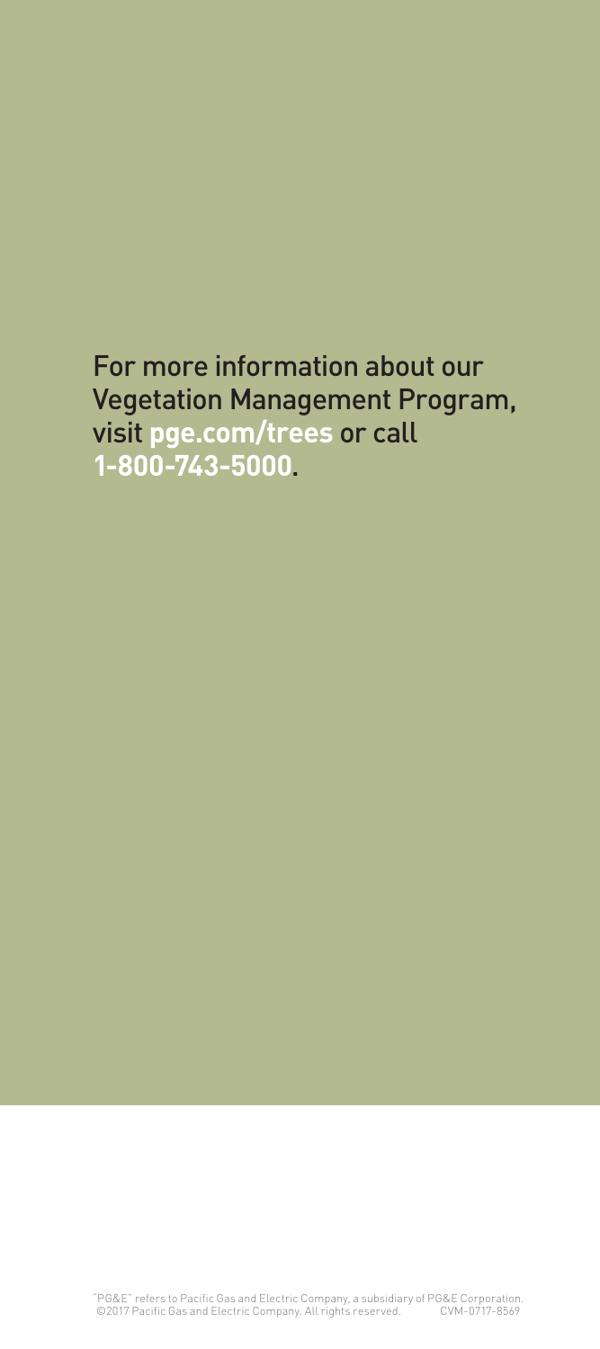For more information about our Vegetation Management Program, visit **pge.com/trees** or call **1-800-743-5000**.

"PG&E" refers to Pacific Gas and Electric Company, a subsidiary of PG&E Corporation. ©2017 Pacific Gas and Electric Company. All rights reserved. CVM-0717-8569